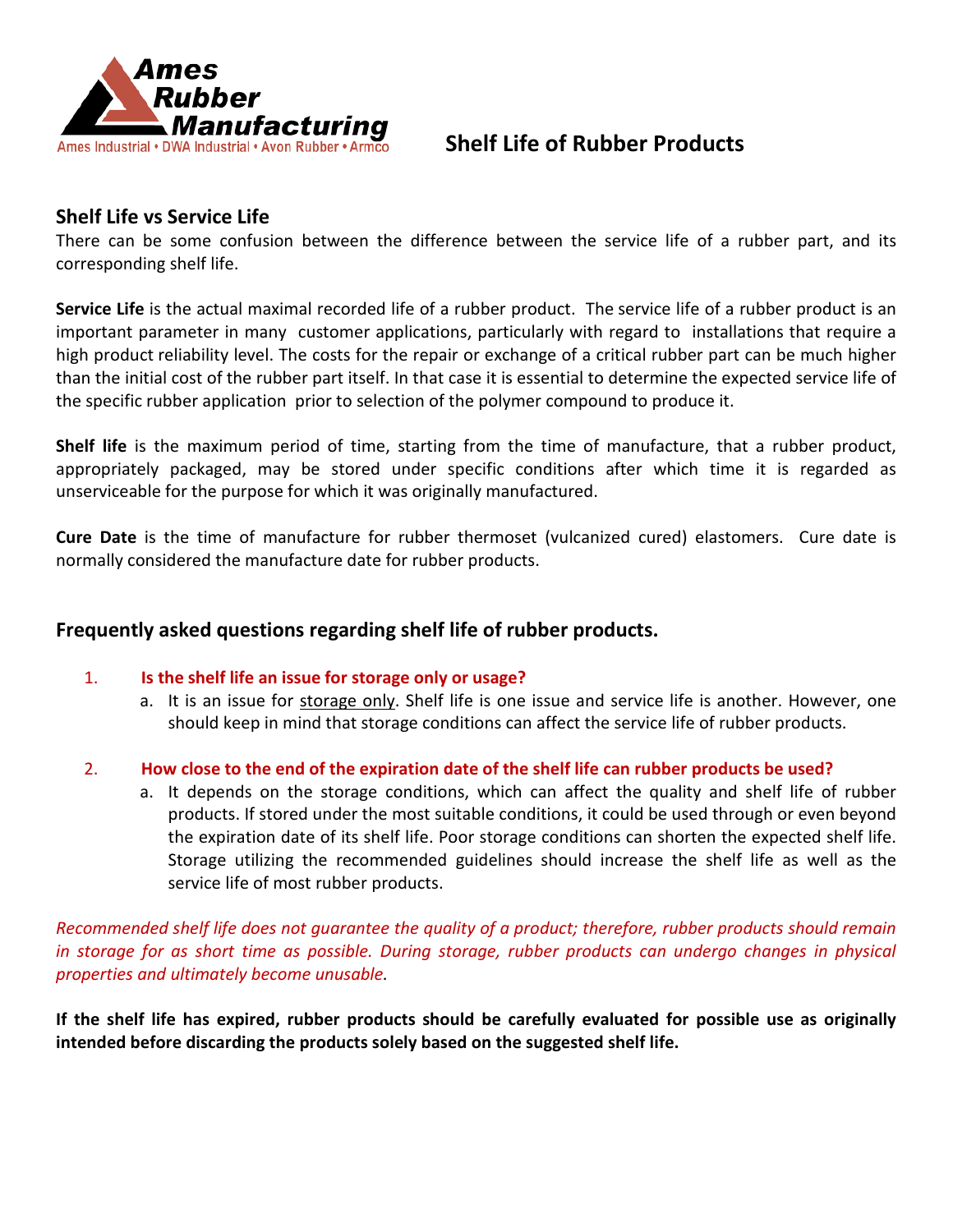Ames Rubber Manufacturing

Ames Industrial • DWA Industrial • Avon Rubber • Armco

# Shelf Life of Rubber Products

## Shelf Life vs Service Life

There can be some confusion between the difference between the service life of a rubber part, and its corresponding shelf life.

**Service Life** is the actual maximal recorded life of a rubber product. The service life of a rubber product is an important parameter in many customer applications, particularly with regard to installations that require a high product reliability level. The costs for the repair or exchange of a critical rubber part can be much higher than the initial cost of the rubber part itself. In that case it is essential to determine the expected service life of the specific rubber application prior to selection of the polymer compound to produce it.

**Shelf life** is the maximum period of time, starting from the time of manufacture, that a rubber product, appropriately packaged, may be stored under specific conditions after which time it is regarded as unserviceable for the purpose for which it was originally manufactured.

**Cure Date** is the time of manufacture for rubber thermoset (vulcanized cured) elastomers. Cure date is normally considered the manufacture date for rubber products.

## Frequently asked questions regarding shelf life of rubber products.

1. **Is the shelf life an issue for storage only or usage?**
   a. It is an issue for <u>storage only</u>. Shelf life is one issue and service life is another. However, one should keep in mind that storage conditions can affect the service life of rubber products.

2. **How close to the end of the expiration date of the shelf life can rubber products be used?**
   a. It depends on the storage conditions, which can affect the quality and shelf life of rubber products. If stored under the most suitable conditions, it could be used through or even beyond the expiration date of its shelf life. Poor storage conditions can shorten the expected shelf life. Storage utilizing the recommended guidelines should increase the shelf life as well as the service life of most rubber products.

*Recommended shelf life does not guarantee the quality of a product; therefore, rubber products should remain in storage for as short time as possible. During storage, rubber products can undergo changes in physical properties and ultimately become unusable.*

**If the shelf life has expired, rubber products should be carefully evaluated for possible use as originally intended before discarding the products solely based on the suggested shelf life.**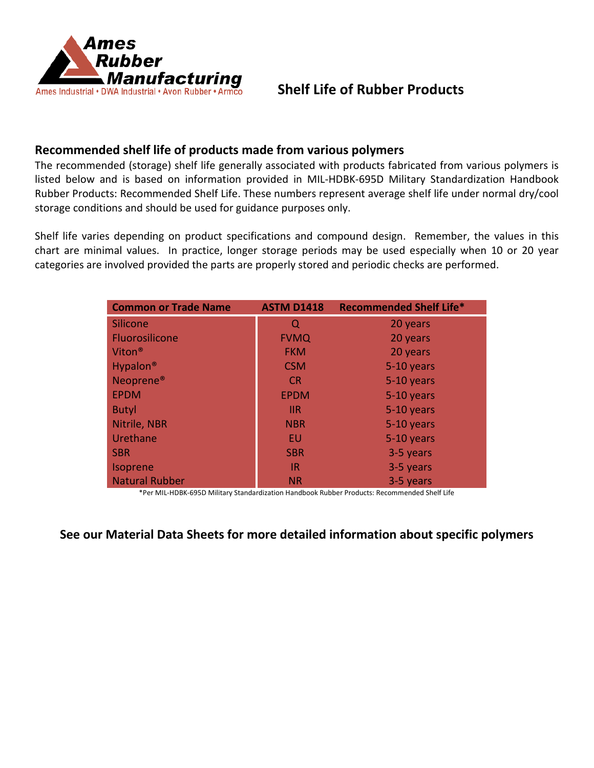Ames Rubber Manufacturing

Ames Industrial • DWA Industrial • Avon Rubber • Armco

# Shelf Life of Rubber Products

## Recommended shelf life of products made from various polymers

The recommended (storage) shelf life generally associated with products fabricated from various polymers is listed below and is based on information provided in MIL-HDBK-695D Military Standardization Handbook Rubber Products: Recommended Shelf Life. These numbers represent average shelf life under normal dry/cool storage conditions and should be used for guidance purposes only.

Shelf life varies depending on product specifications and compound design. Remember, the values in this chart are minimal values. In practice, longer storage periods may be used especially when 10 or 20 year categories are involved provided the parts are properly stored and periodic checks are performed.

| Common or Trade Name | ASTM D1418 | Recommended Shelf Life* |
|---|---|---|
| Silicone | Q | 20 years |
| Fluorosilicone | FVMQ | 20 years |
| Viton® | FKM | 20 years |
| Hypalon® | CSM | 5-10 years |
| Neoprene® | CR | 5-10 years |
| EPDM | EPDM | 5-10 years |
| Butyl | IIR | 5-10 years |
| Nitrile, NBR | NBR | 5-10 years |
| Urethane | EU | 5-10 years |
| SBR | SBR | 3-5 years |
| Isoprene | IR | 3-5 years |
| Natural Rubber | NR | 3-5 years |

*Per MIL-HDBK-695D Military Standardization Handbook Rubber Products: Recommended Shelf Life

**See our Material Data Sheets for more detailed information about specific polymers**